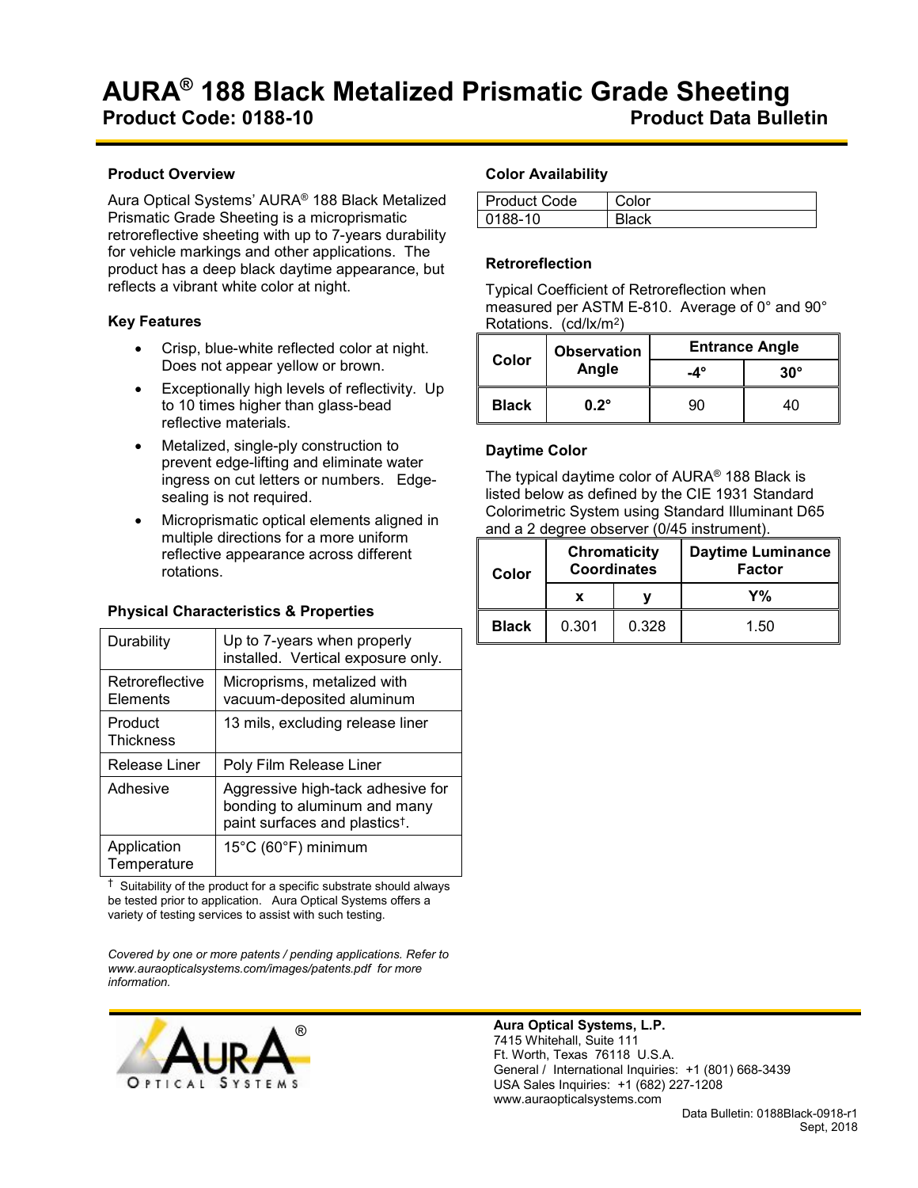# AURA® 188 Black Metalized Prismatic Grade Sheeting

**Product Code: 0188-10** **Product Data Bulletin**

## Product Overview

Aura Optical Systems' AURA® 188 Black Metalized Prismatic Grade Sheeting is a microprismatic retroreflective sheeting with up to 7-years durability for vehicle markings and other applications. The product has a deep black daytime appearance, but reflects a vibrant white color at night.

## Key Features

- Crisp, blue-white reflected color at night. Does not appear yellow or brown.
- Exceptionally high levels of reflectivity. Up to 10 times higher than glass-bead reflective materials.
- Metalized, single-ply construction to prevent edge-lifting and eliminate water ingress on cut letters or numbers. Edge-sealing is not required.
- Microprismatic optical elements aligned in multiple directions for a more uniform reflective appearance across different rotations.

## Physical Characteristics & Properties

| | |
|---|---|
| Durability | Up to 7-years when properly installed. Vertical exposure only. |
| Retroreflective Elements | Microprisms, metalized with vacuum-deposited aluminum |
| Product Thickness | 13 mils, excluding release liner |
| Release Liner | Poly Film Release Liner |
| Adhesive | Aggressive high-tack adhesive for bonding to aluminum and many paint surfaces and plastics†. |
| Application Temperature | 15°C (60°F) minimum |

† Suitability of the product for a specific substrate should always be tested prior to application. Aura Optical Systems offers a variety of testing services to assist with such testing.

*Covered by one or more patents / pending applications. Refer to www.auraopticalsystems.com/images/patents.pdf for more information.*

## Color Availability

| Product Code | Color |
|---|---|
| 0188-10 | Black |

## Retroreflection

Typical Coefficient of Retroreflection when measured per ASTM E-810. Average of 0° and 90° Rotations. (cd/lx/m$^2$)

| Color | Observation Angle | Entrance Angle | |
|---|---|---|---|
| | | **-4°** | **30°** |
| **Black** | **0.2°** | 90 | 40 |

## Daytime Color

The typical daytime color of AURA® 188 Black is listed below as defined by the CIE 1931 Standard Colorimetric System using Standard Illuminant D65 and a 2 degree observer (0/45 instrument).

| Color | Chromaticity Coordinates | | Daytime Luminance Factor |
|---|---|---|---|
| | **x** | **y** | **Y%** |
| **Black** | 0.301 | 0.328 | 1.50 |

**Aura Optical Systems, L.P.**
7415 Whitehall, Suite 111
Ft. Worth, Texas 76118 U.S.A.
General / International Inquiries: +1 (801) 668-3439
USA Sales Inquiries: +1 (682) 227-1208
www.auraopticalsystems.com

Data Bulletin: 0188Black-0918-r1
Sept, 2018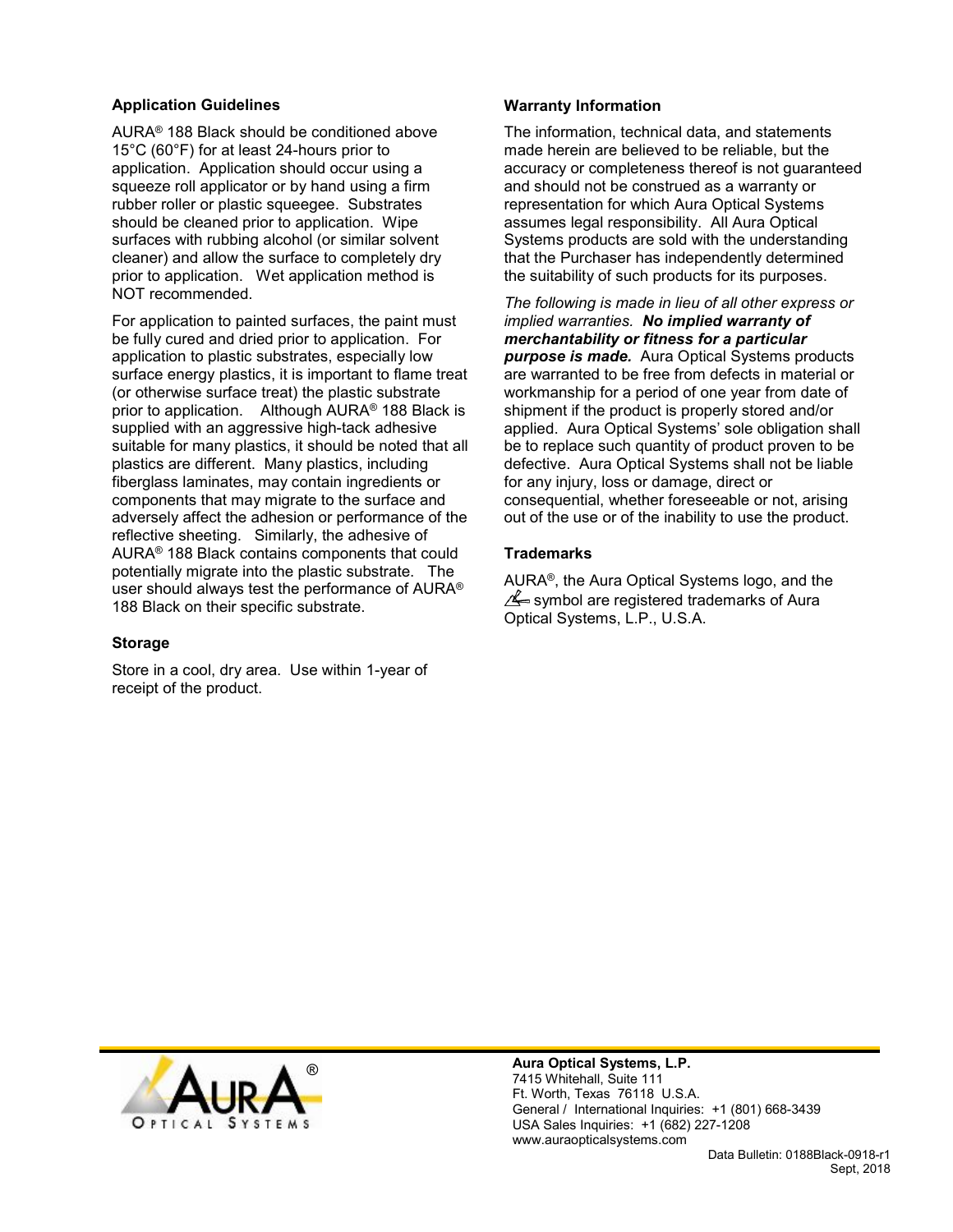### Application Guidelines

AURA® 188 Black should be conditioned above 15°C (60°F) for at least 24-hours prior to application. Application should occur using a squeeze roll applicator or by hand using a firm rubber roller or plastic squeegee. Substrates should be cleaned prior to application. Wipe surfaces with rubbing alcohol (or similar solvent cleaner) and allow the surface to completely dry prior to application. Wet application method is NOT recommended.

For application to painted surfaces, the paint must be fully cured and dried prior to application. For application to plastic substrates, especially low surface energy plastics, it is important to flame treat (or otherwise surface treat) the plastic substrate prior to application. Although AURA® 188 Black is supplied with an aggressive high-tack adhesive suitable for many plastics, it should be noted that all plastics are different. Many plastics, including fiberglass laminates, may contain ingredients or components that may migrate to the surface and adversely affect the adhesion or performance of the reflective sheeting. Similarly, the adhesive of AURA® 188 Black contains components that could potentially migrate into the plastic substrate. The user should always test the performance of AURA® 188 Black on their specific substrate.

### Storage

Store in a cool, dry area. Use within 1-year of receipt of the product.

### Warranty Information

The information, technical data, and statements made herein are believed to be reliable, but the accuracy or completeness thereof is not guaranteed and should not be construed as a warranty or representation for which Aura Optical Systems assumes legal responsibility. All Aura Optical Systems products are sold with the understanding that the Purchaser has independently determined the suitability of such products for its purposes.

*The following is made in lieu of all other express or implied warranties.* ***No implied warranty of merchantability or fitness for a particular purpose is made.*** Aura Optical Systems products are warranted to be free from defects in material or workmanship for a period of one year from date of shipment if the product is properly stored and/or applied. Aura Optical Systems' sole obligation shall be to replace such quantity of product proven to be defective. Aura Optical Systems shall not be liable for any injury, loss or damage, direct or consequential, whether foreseeable or not, arising out of the use or of the inability to use the product.

### Trademarks

AURA®, the Aura Optical Systems logo, and the symbol are registered trademarks of Aura Optical Systems, L.P., U.S.A.

**Aura Optical Systems, L.P.**
7415 Whitehall, Suite 111
Ft. Worth, Texas 76118 U.S.A.
General / International Inquiries: +1 (801) 668-3439
USA Sales Inquiries: +1 (682) 227-1208
www.auraopticalsystems.com

Data Bulletin: 0188Black-0918-r1
Sept, 2018